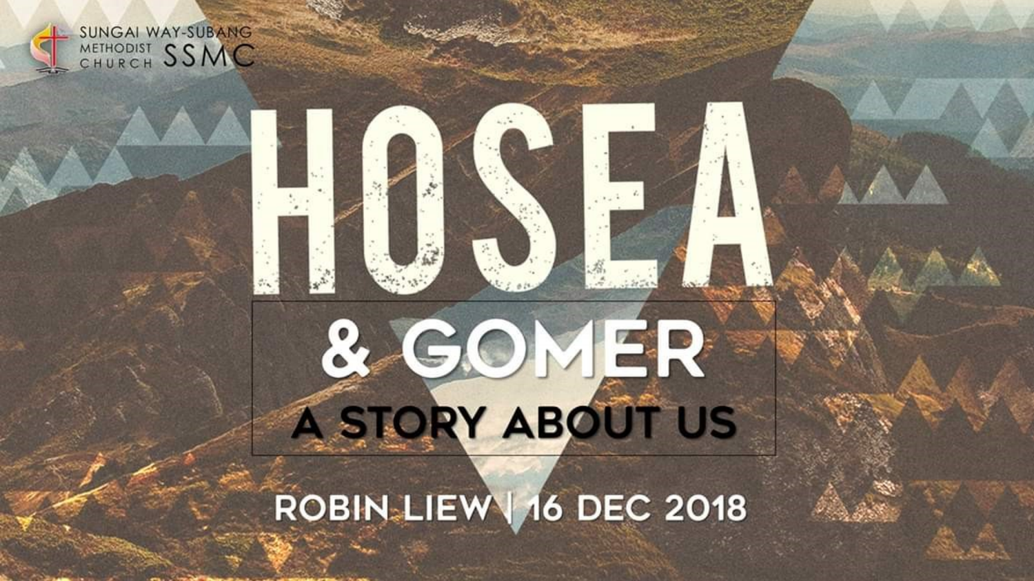SUNGAI WAY-SUBANG METHODIST CHURCH SSMC

# HOSEA

## & GOMER

### A STORY ABOUT US

ROBIN LIEW | 16 DEC 2018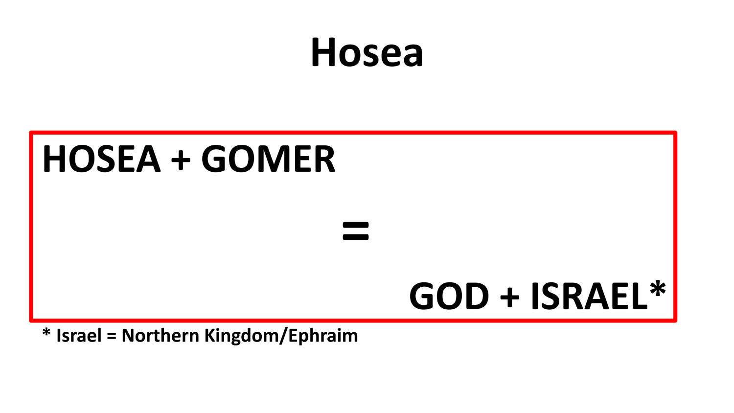# Hosea

**HOSEA + GOMER**

**=**

**GOD + ISRAEL***

* Israel = Northern Kingdom/Ephraim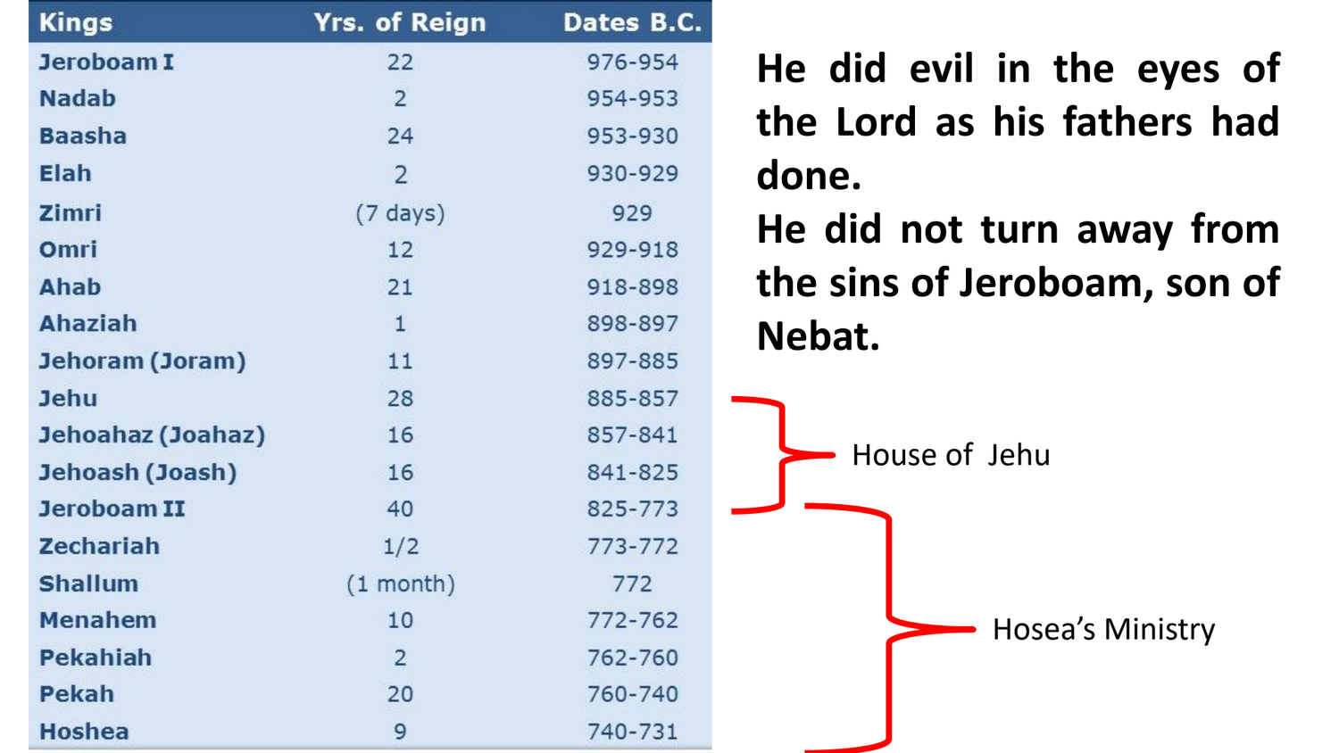| Kings | Yrs. of Reign | Dates B.C. |
|---|---|---|
| Jeroboam I | 22 | 976-954 |
| Nadab | 2 | 954-953 |
| Baasha | 24 | 953-930 |
| Elah | 2 | 930-929 |
| Zimri | (7 days) | 929 |
| Omri | 12 | 929-918 |
| Ahab | 21 | 918-898 |
| Ahaziah | 1 | 898-897 |
| Jehoram (Joram) | 11 | 897-885 |
| Jehu | 28 | 885-857 |
| Jehoahaz (Joahaz) | 16 | 857-841 |
| Jehoash (Joash) | 16 | 841-825 |
| Jeroboam II | 40 | 825-773 |
| Zechariah | 1/2 | 773-772 |
| Shallum | (1 month) | 772 |
| Menahem | 10 | 772-762 |
| Pekahiah | 2 | 762-760 |
| Pekah | 20 | 760-740 |
| Hoshea | 9 | 740-731 |

**He did evil in the eyes of the Lord as his fathers had done.**
**He did not turn away from the sins of Jeroboam, son of Nebat.**

House of Jehu

Hosea's Ministry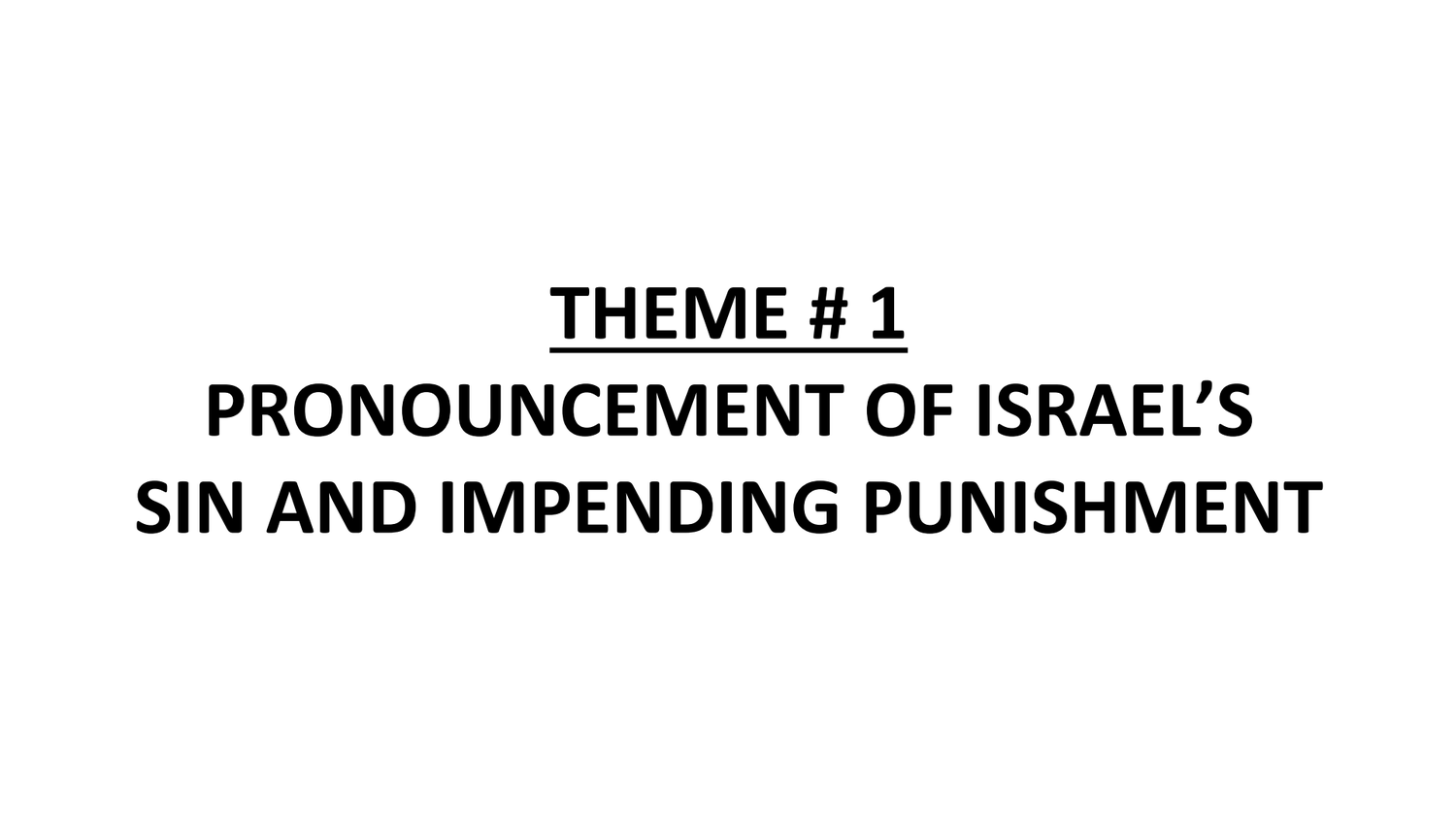# <u>THEME # 1</u>

# PRONOUNCEMENT OF ISRAEL'S SIN AND IMPENDING PUNISHMENT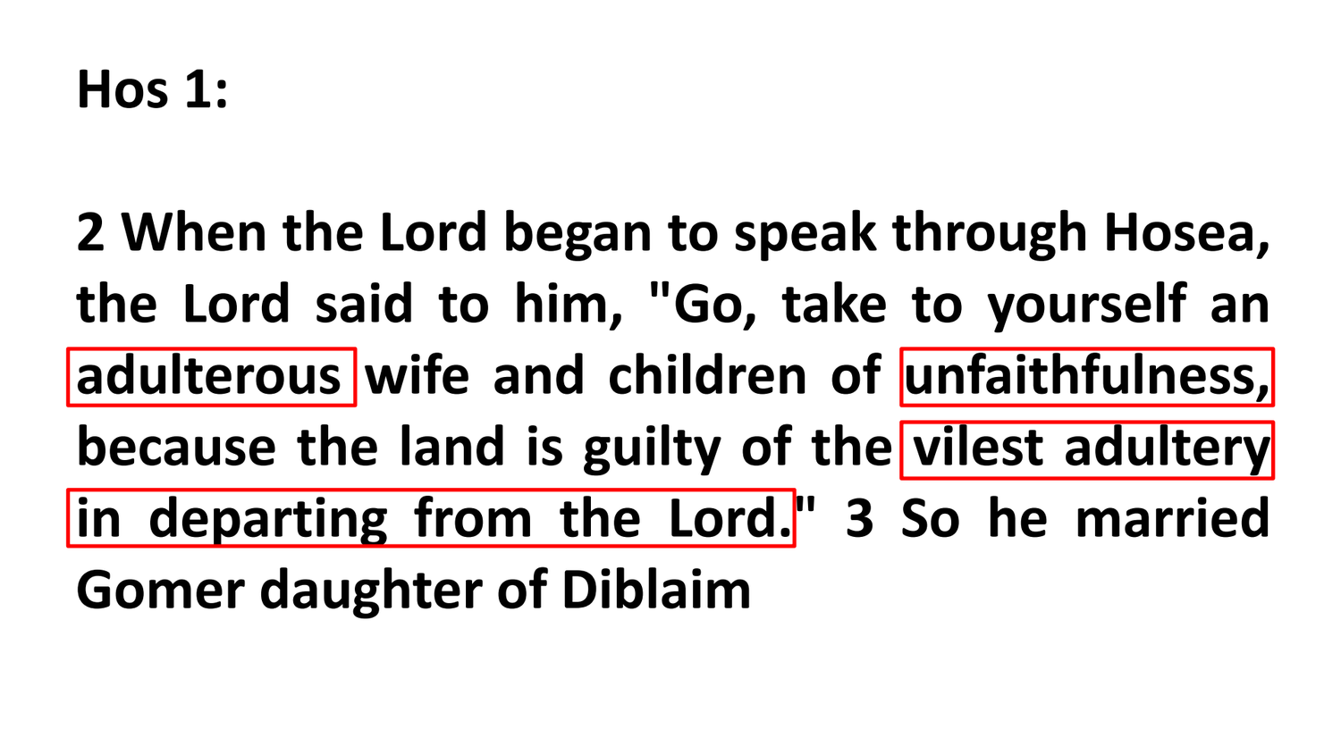**Hos 1:**

**2 When the Lord began to speak through Hosea, the Lord said to him, "Go, take to yourself an adulterous wife and children of unfaithfulness, because the land is guilty of the vilest adultery in departing from the Lord." 3 So he married Gomer daughter of Diblaim**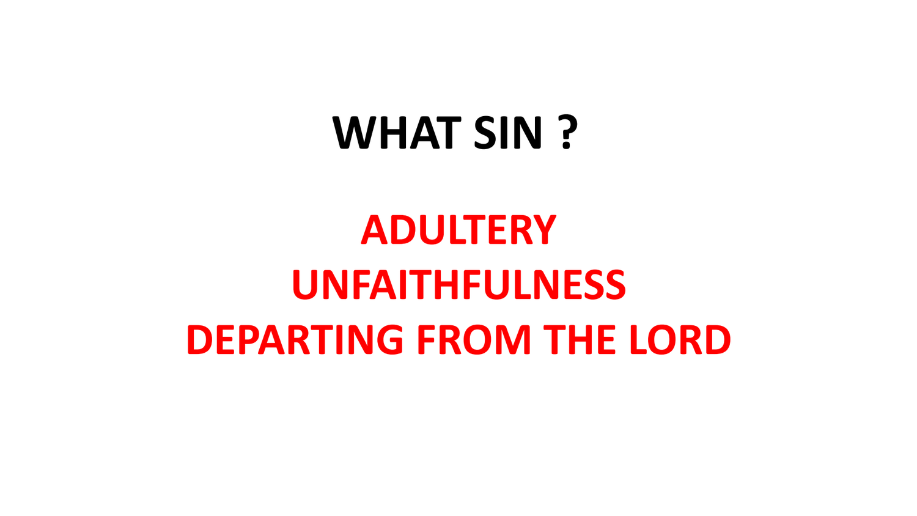# WHAT SIN ?

**ADULTERY**

**UNFAITHFULNESS**

**DEPARTING FROM THE LORD**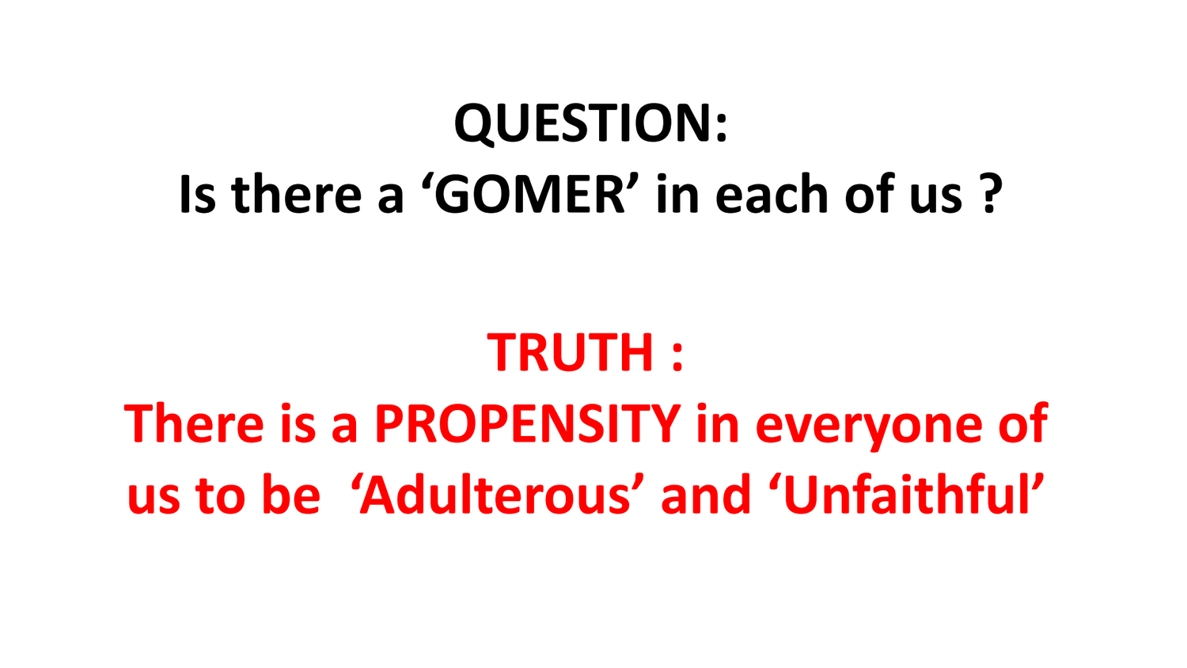**QUESTION:**
**Is there a 'GOMER' in each of us ?**

**TRUTH :**
**There is a PROPENSITY in everyone of us to be 'Adulterous' and 'Unfaithful'**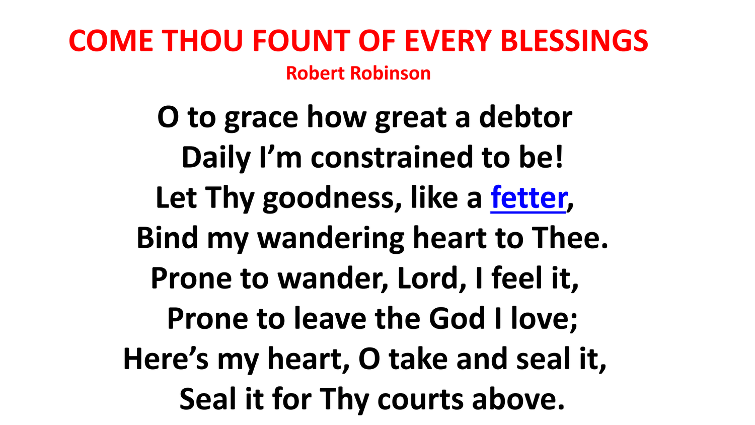# COME THOU FOUNT OF EVERY BLESSINGS

**Robert Robinson**

O to grace how great a debtor
Daily I'm constrained to be!
Let Thy goodness, like a fetter,
Bind my wandering heart to Thee.
Prone to wander, Lord, I feel it,
Prone to leave the God I love;
Here's my heart, O take and seal it,
Seal it for Thy courts above.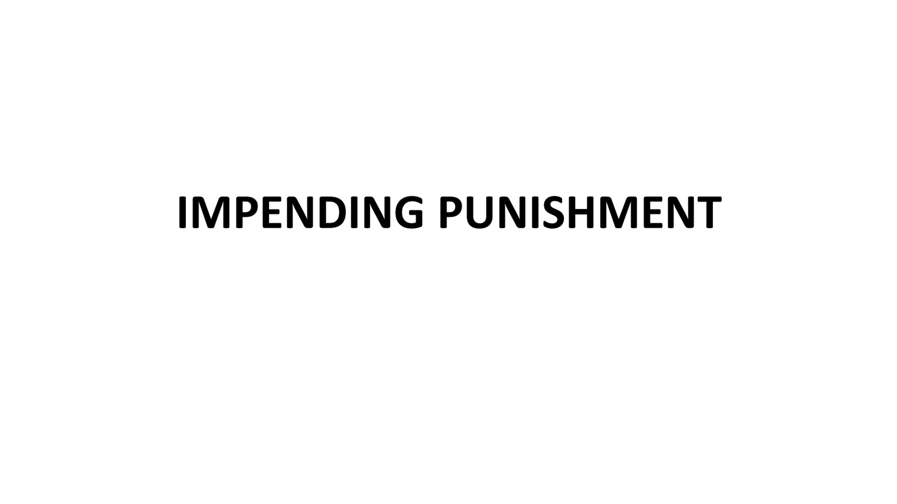# IMPENDING PUNISHMENT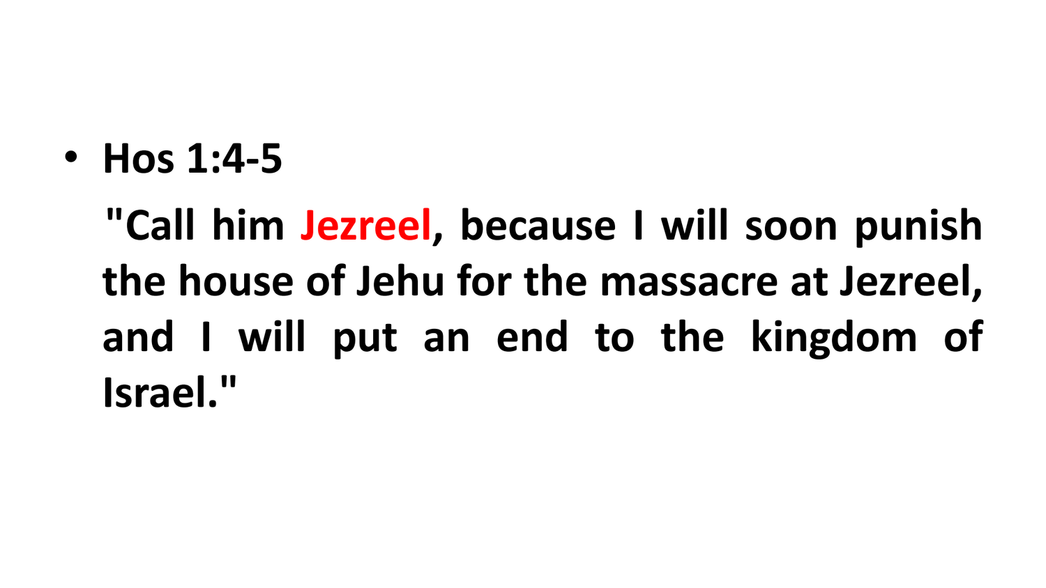- **Hos 1:4-5**

  **"Call him Jezreel, because I will soon punish the house of Jehu for the massacre at Jezreel, and I will put an end to the kingdom of Israel."**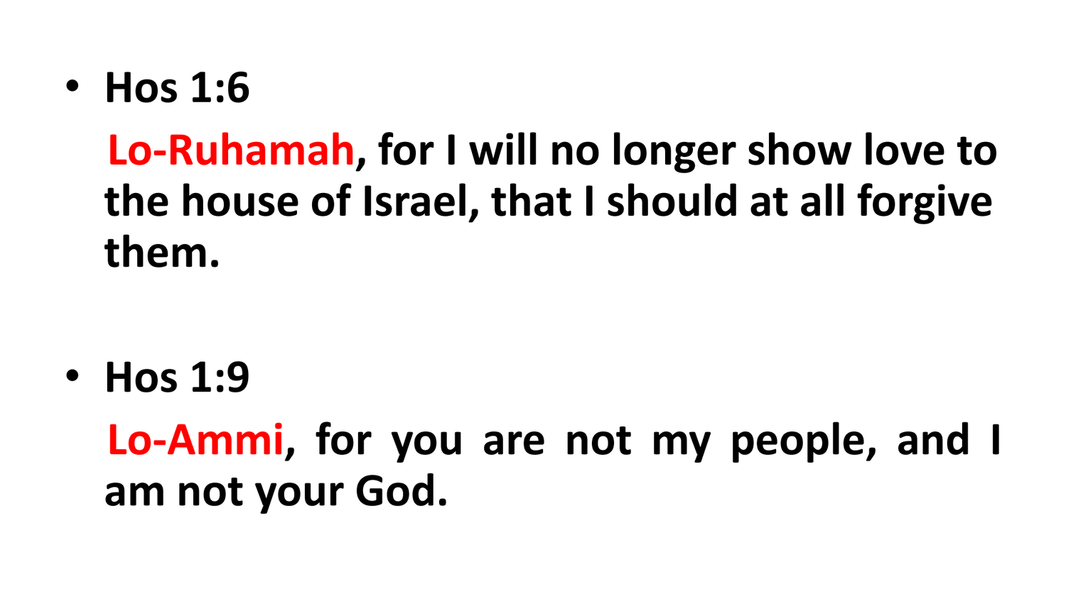- **Hos 1:6**

  **Lo-Ruhamah, for I will no longer show love to the house of Israel, that I should at all forgive them.**

- **Hos 1:9**

  **Lo-Ammi, for you are not my people, and I am not your God.**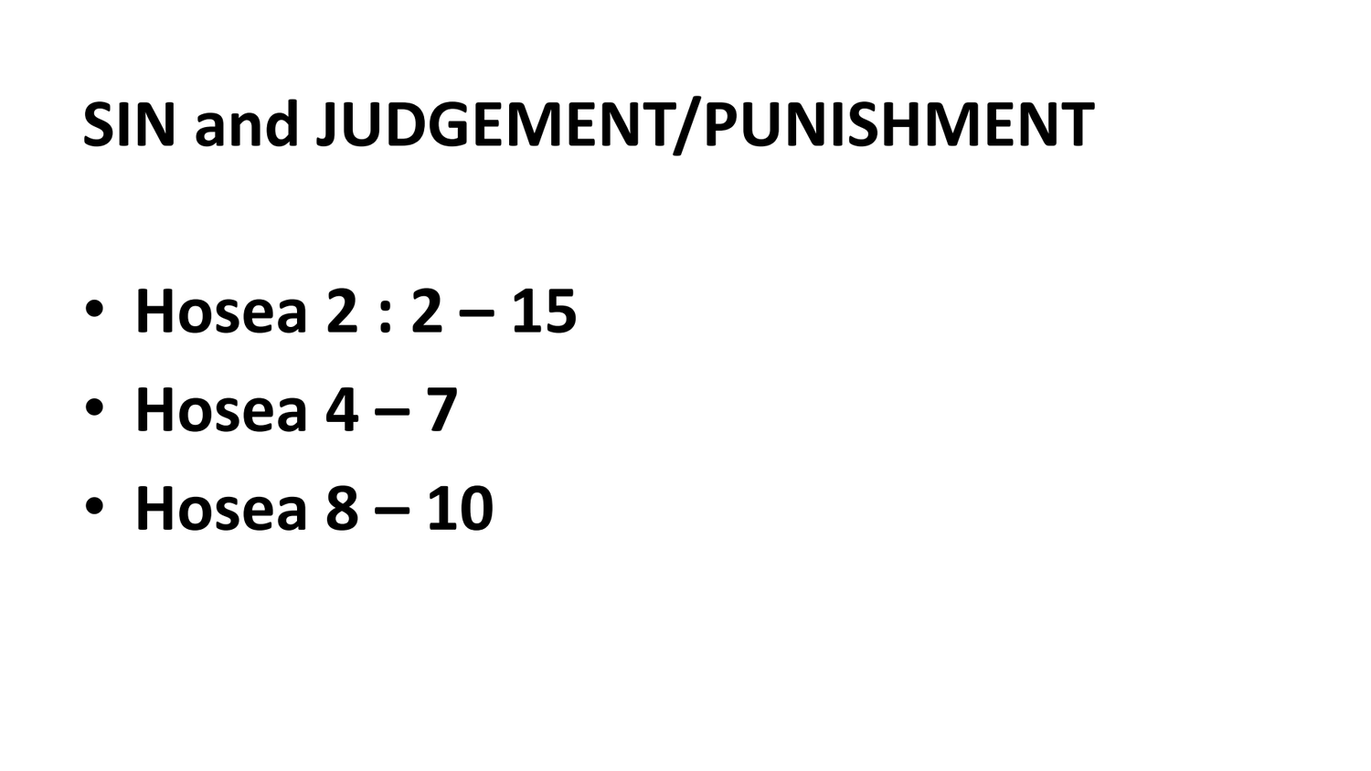# SIN and JUDGEMENT/PUNISHMENT

- **Hosea 2 : 2 – 15**
- **Hosea 4 – 7**
- **Hosea 8 – 10**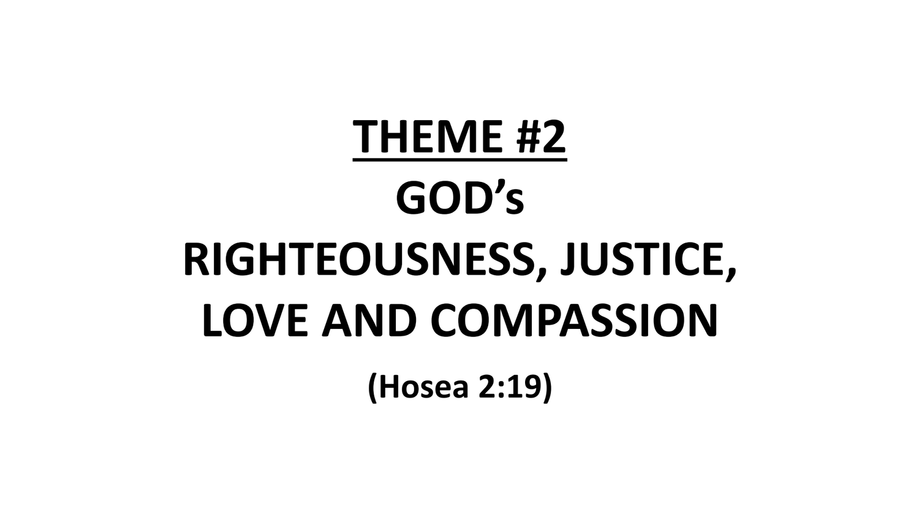# <u>THEME #2</u>

# GOD’s RIGHTEOUSNESS, JUSTICE, LOVE AND COMPASSION

**(Hosea 2:19)**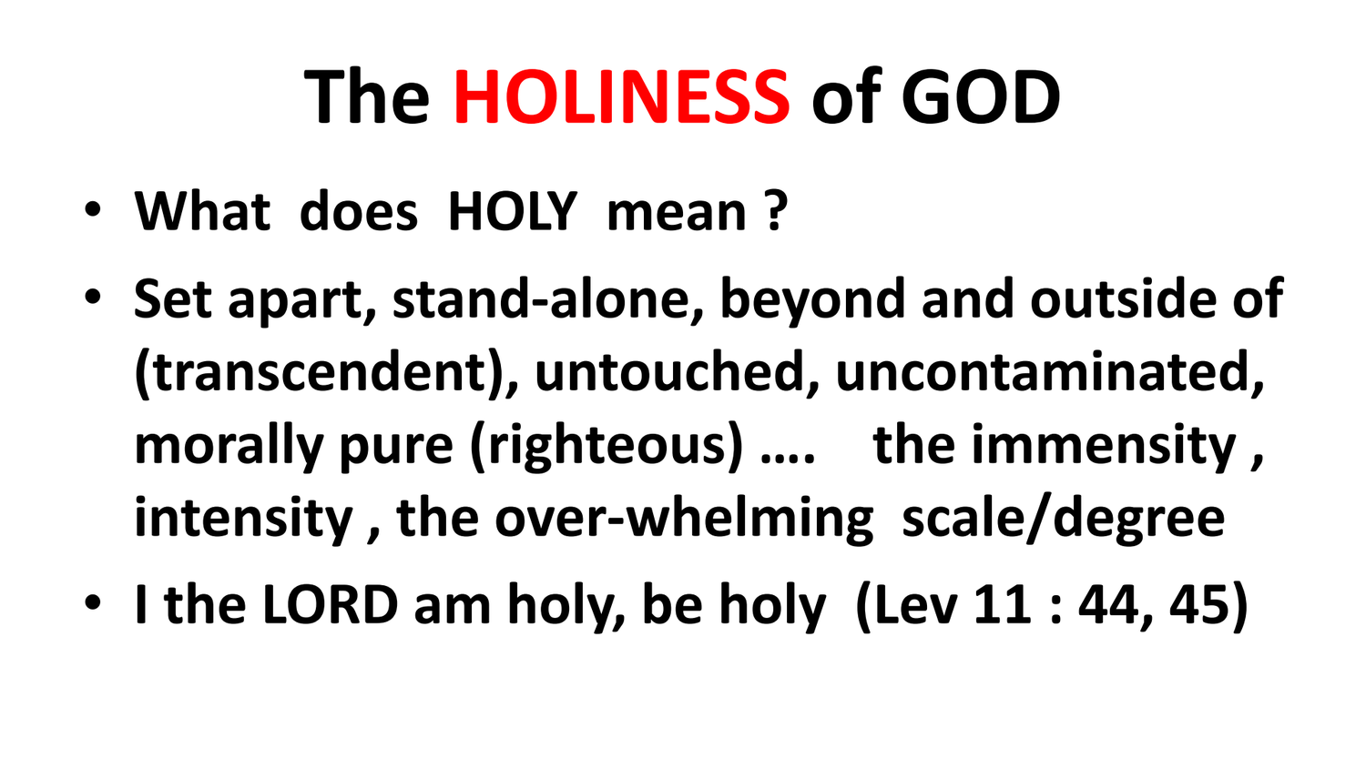# The HOLINESS of GOD

- **What does HOLY mean ?**
- **Set apart, stand-alone, beyond and outside of (transcendent), untouched, uncontaminated, morally pure (righteous) …. the immensity , intensity , the over-whelming scale/degree**
- **I the LORD am holy, be holy (Lev 11 : 44, 45)**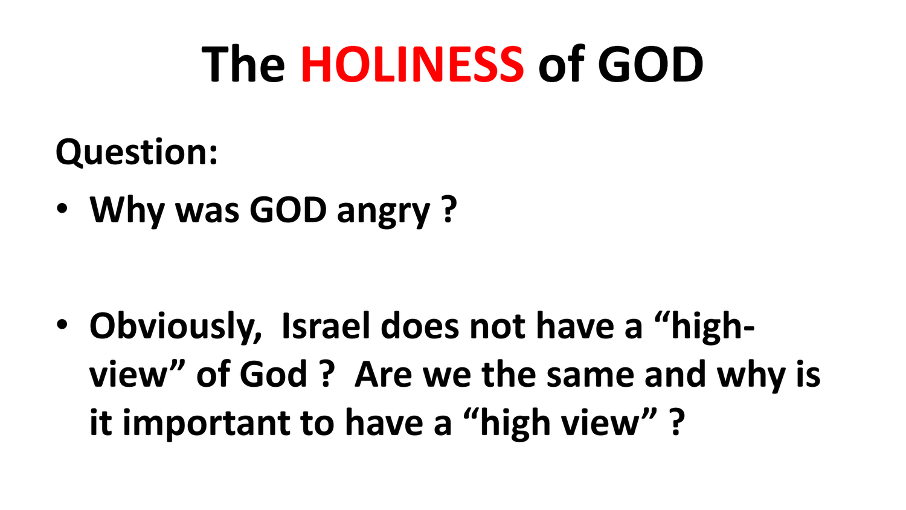# The **HOLINESS** of GOD

**Question:**

- **Why was GOD angry ?**

- **Obviously, Israel does not have a “high-view” of God ? Are we the same and why is it important to have a “high view” ?**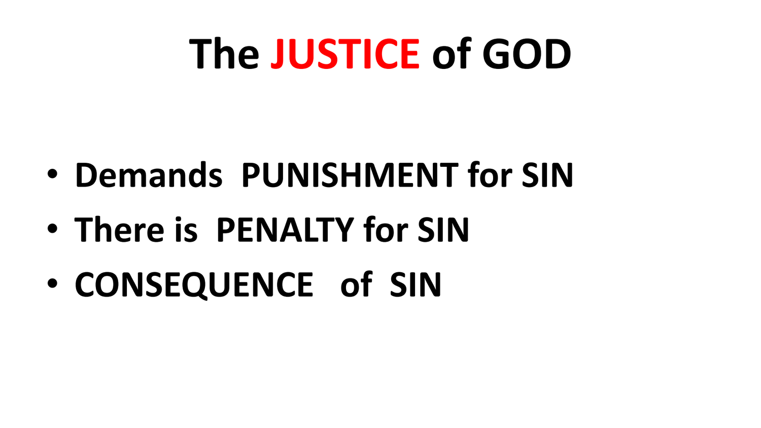# The JUSTICE of GOD

- Demands PUNISHMENT for SIN
- There is PENALTY for SIN
- CONSEQUENCE of SIN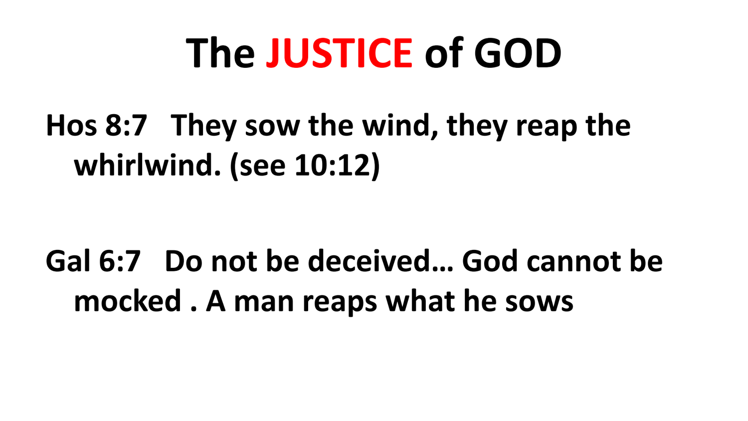# The JUSTICE of GOD

Hos 8:7 They sow the wind, they reap the whirlwind. (see 10:12)

Gal 6:7 Do not be deceived… God cannot be mocked . A man reaps what he sows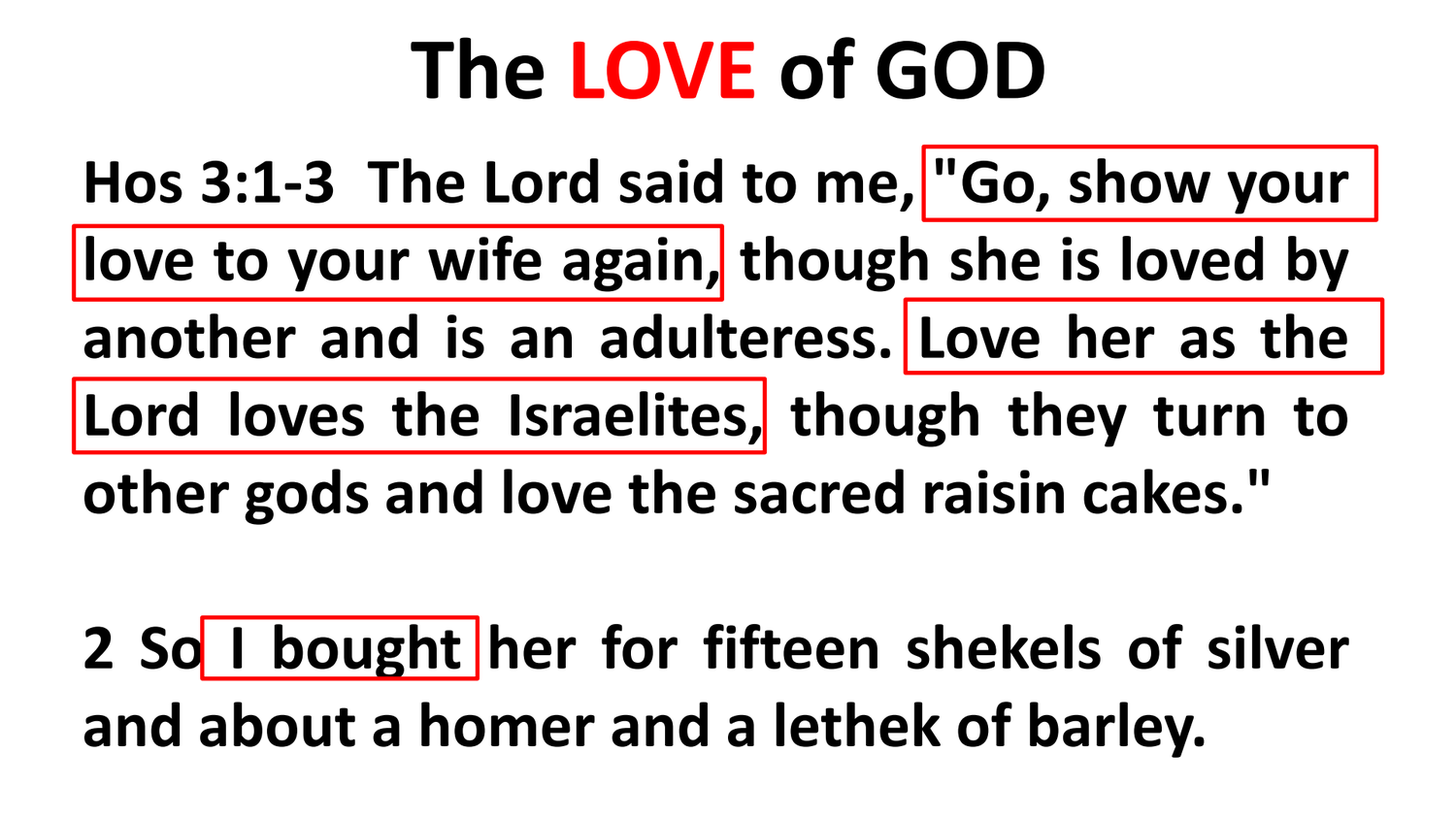# The LOVE of GOD

**Hos 3:1-3 The Lord said to me, "Go, show your love to your wife again, though she is loved by another and is an adulteress. Love her as the Lord loves the Israelites, though they turn to other gods and love the sacred raisin cakes."**

**2 So I bought her for fifteen shekels of silver and about a homer and a lethek of barley.**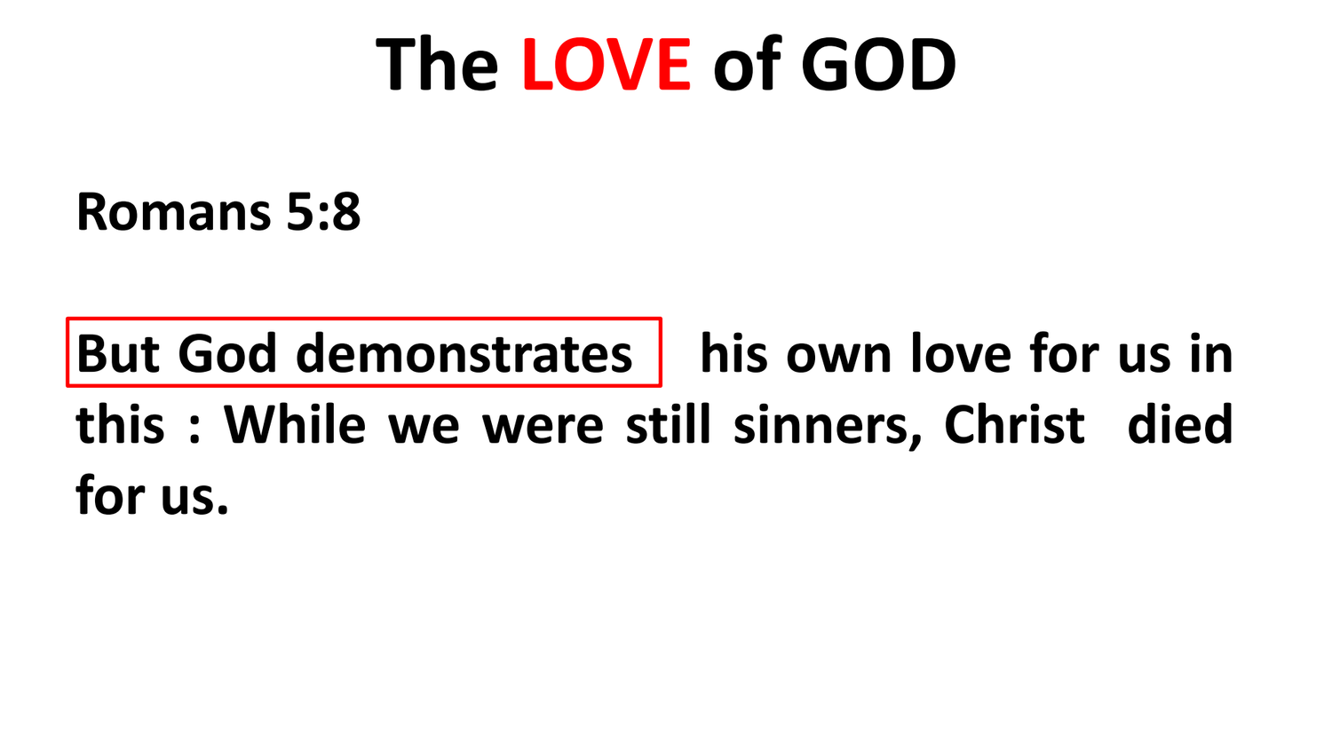# The LOVE of GOD

**Romans 5:8**

**But God demonstrates his own love for us in this : While we were still sinners, Christ died for us.**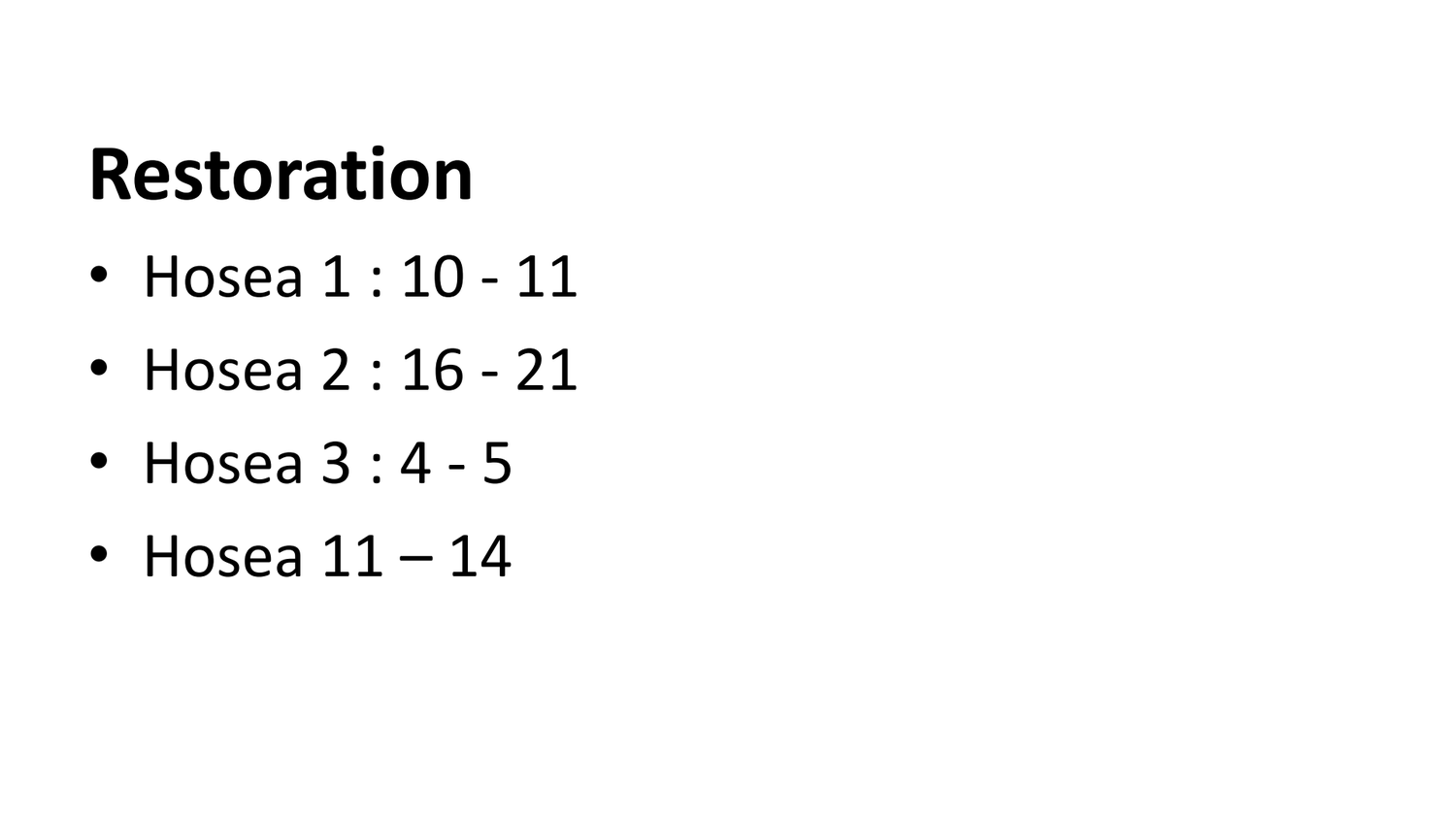# Restoration

- Hosea 1 : 10 - 11
- Hosea 2 : 16 - 21
- Hosea 3 : 4 - 5
- Hosea 11 – 14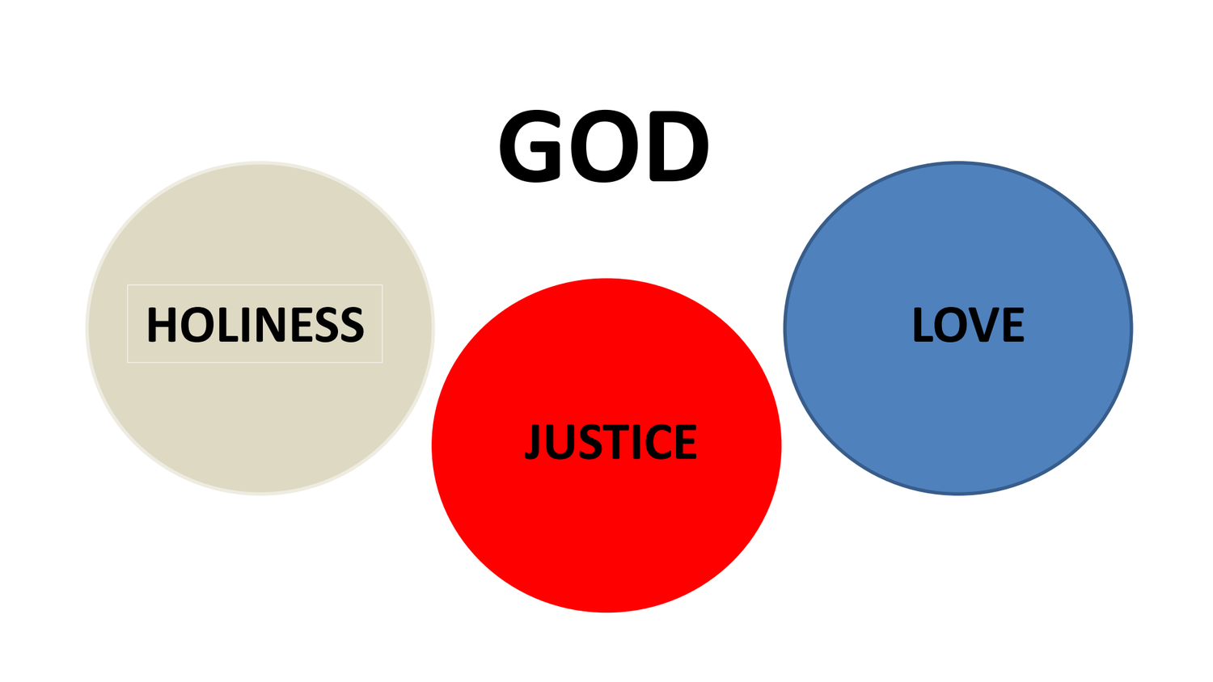# GOD

HOLINESS

JUSTICE

LOVE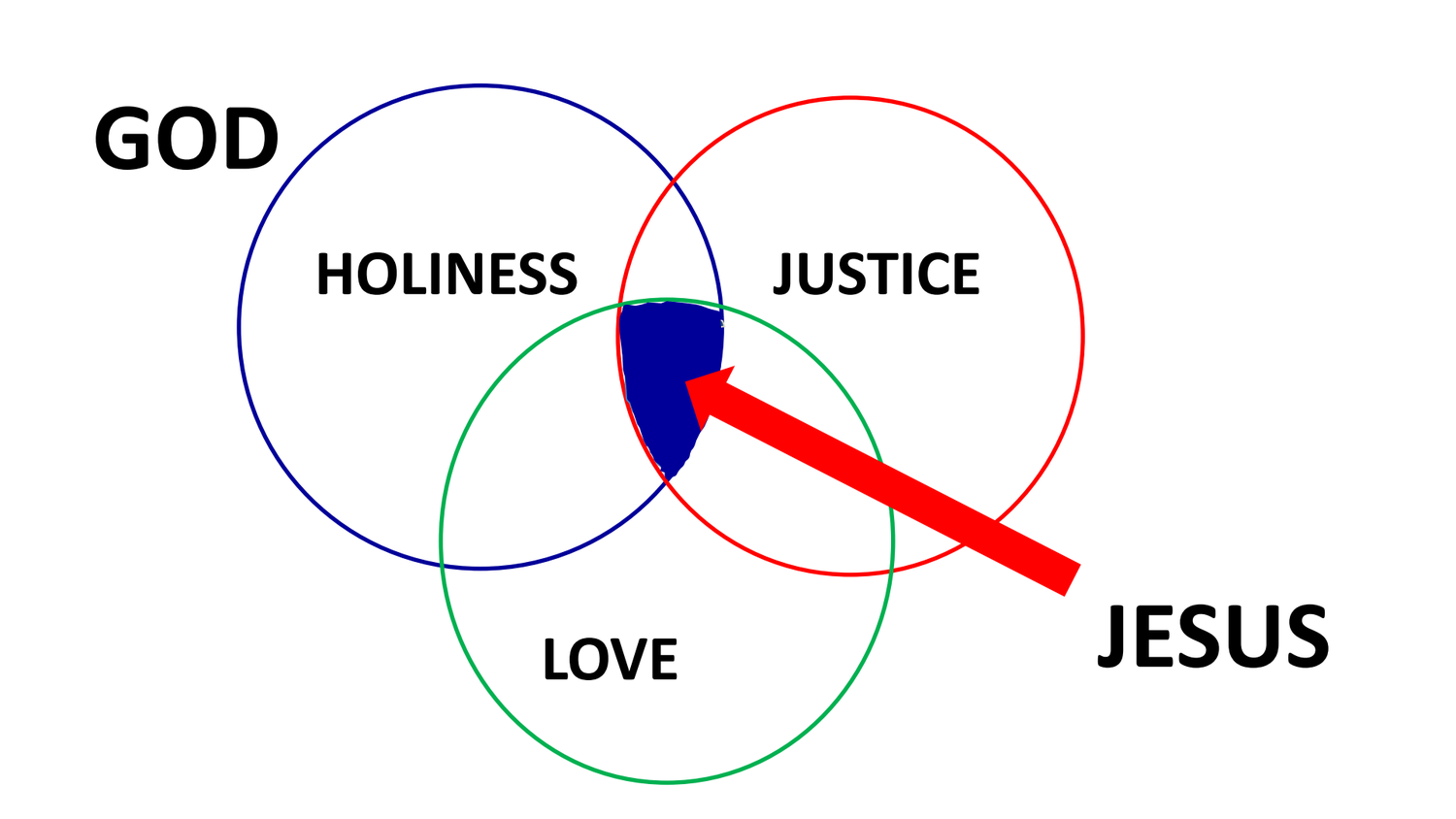GOD

HOLINESS

JUSTICE

LOVE

JESUS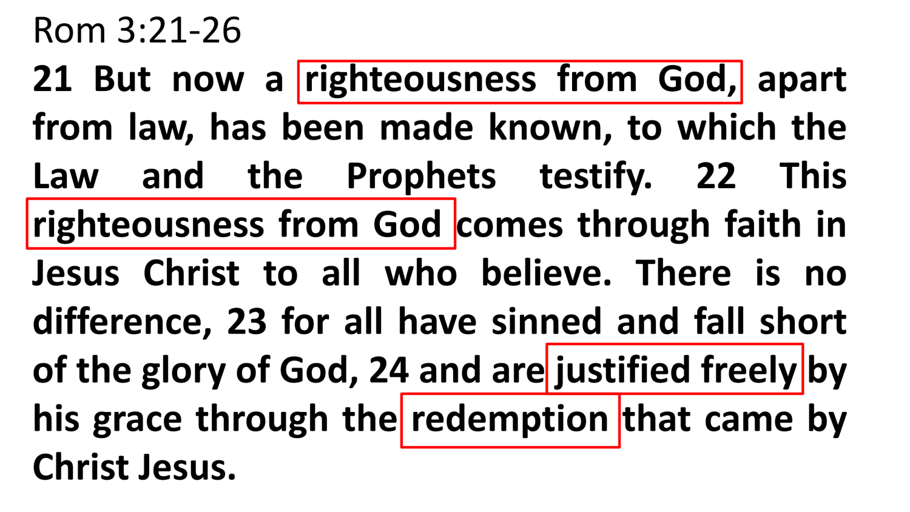Rom 3:21-26

**21 But now a righteousness from God, apart from law, has been made known, to which the Law and the Prophets testify. 22 This righteousness from God comes through faith in Jesus Christ to all who believe. There is no difference, 23 for all have sinned and fall short of the glory of God, 24 and are justified freely by his grace through the redemption that came by Christ Jesus.**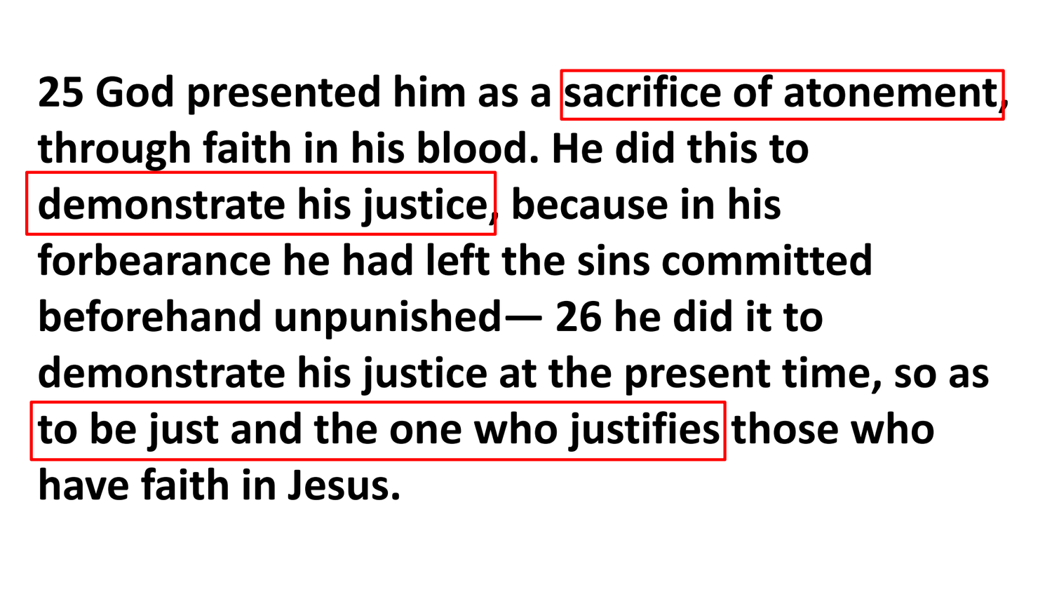25 God presented him as a sacrifice of atonement, through faith in his blood. He did this to demonstrate his justice, because in his forbearance he had left the sins committed beforehand unpunished— 26 he did it to demonstrate his justice at the present time, so as to be just and the one who justifies those who have faith in Jesus.